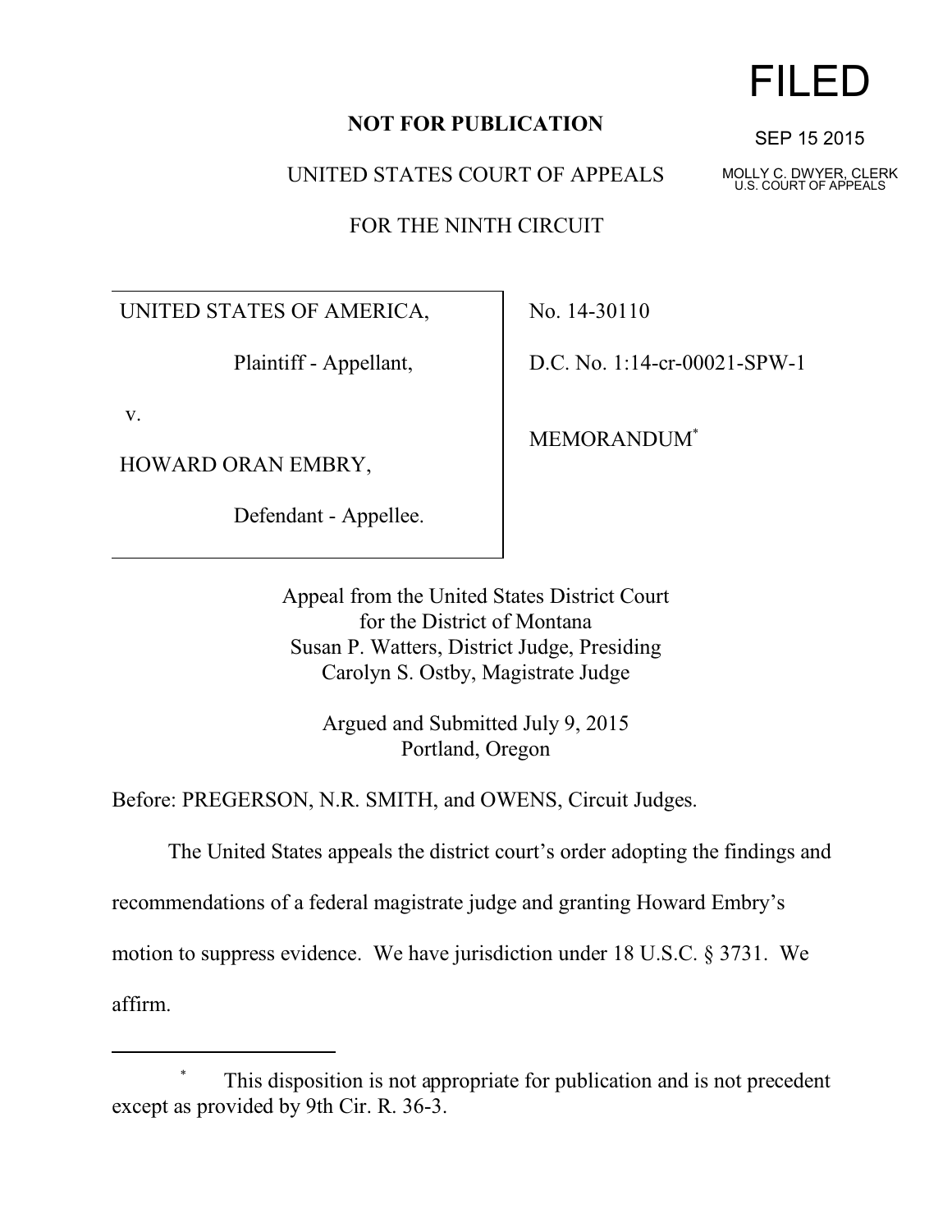FILED

SEP 15 2015

MOLLY C. DWYER, CLERK
U.S. COURT OF APPEALS

**NOT FOR PUBLICATION**

UNITED STATES COURT OF APPEALS

FOR THE NINTH CIRCUIT

| | |
|---|---|
| UNITED STATES OF AMERICA,<br><br>Plaintiff - Appellant,<br><br>v.<br><br>HOWARD ORAN EMBRY,<br><br>Defendant - Appellee. | No. 14-30110<br><br>D.C. No. 1:14-cr-00021-SPW-1<br><br>MEMORANDUM* |

Appeal from the United States District Court
for the District of Montana
Susan P. Watters, District Judge, Presiding
Carolyn S. Ostby, Magistrate Judge

Argued and Submitted July 9, 2015
Portland, Oregon

Before: PREGERSON, N.R. SMITH, and OWENS, Circuit Judges.

The United States appeals the district court's order adopting the findings and recommendations of a federal magistrate judge and granting Howard Embry's motion to suppress evidence. We have jurisdiction under 18 U.S.C. § 3731. We affirm.

---

\* This disposition is not appropriate for publication and is not precedent except as provided by 9th Cir. R. 36-3.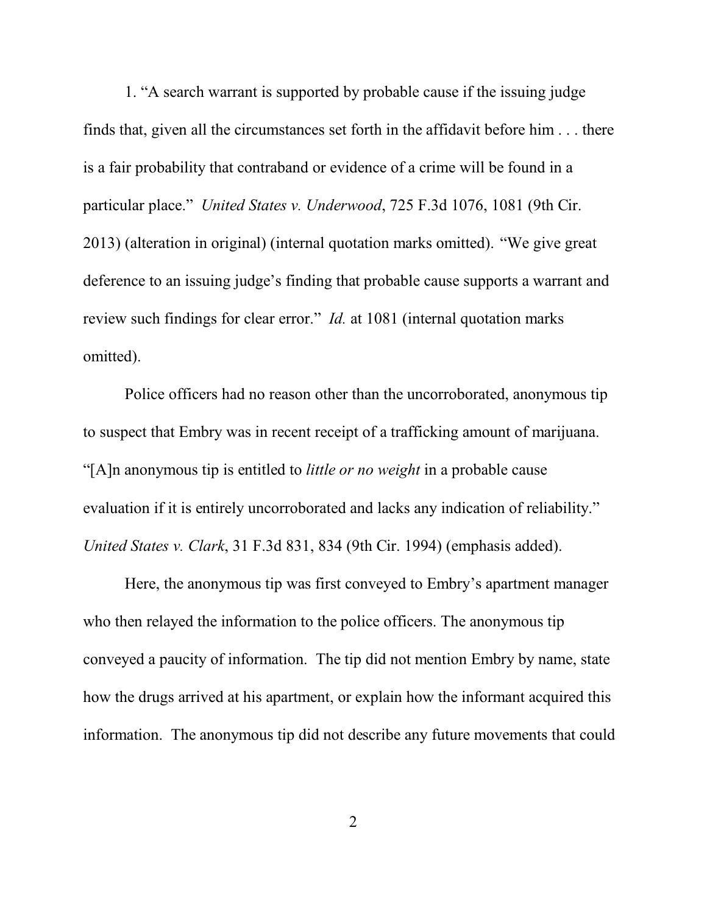1. "A search warrant is supported by probable cause if the issuing judge finds that, given all the circumstances set forth in the affidavit before him . . . there is a fair probability that contraband or evidence of a crime will be found in a particular place." *United States v. Underwood*, 725 F.3d 1076, 1081 (9th Cir. 2013) (alteration in original) (internal quotation marks omitted). "We give great deference to an issuing judge's finding that probable cause supports a warrant and review such findings for clear error." *Id.* at 1081 (internal quotation marks omitted).

Police officers had no reason other than the uncorroborated, anonymous tip to suspect that Embry was in recent receipt of a trafficking amount of marijuana. "[A]n anonymous tip is entitled to *little or no weight* in a probable cause evaluation if it is entirely uncorroborated and lacks any indication of reliability." *United States v. Clark*, 31 F.3d 831, 834 (9th Cir. 1994) (emphasis added).

Here, the anonymous tip was first conveyed to Embry's apartment manager who then relayed the information to the police officers. The anonymous tip conveyed a paucity of information. The tip did not mention Embry by name, state how the drugs arrived at his apartment, or explain how the informant acquired this information. The anonymous tip did not describe any future movements that could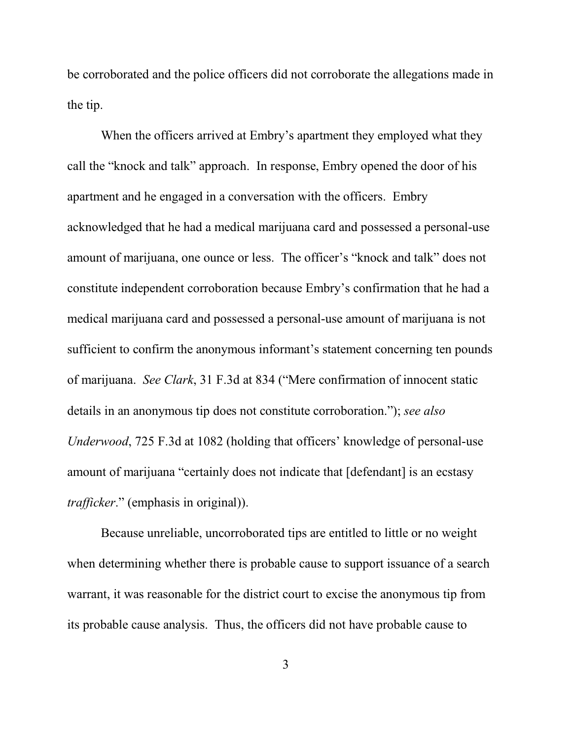be corroborated and the police officers did not corroborate the allegations made in the tip.

When the officers arrived at Embry's apartment they employed what they call the "knock and talk" approach. In response, Embry opened the door of his apartment and he engaged in a conversation with the officers. Embry acknowledged that he had a medical marijuana card and possessed a personal-use amount of marijuana, one ounce or less. The officer's "knock and talk" does not constitute independent corroboration because Embry's confirmation that he had a medical marijuana card and possessed a personal-use amount of marijuana is not sufficient to confirm the anonymous informant's statement concerning ten pounds of marijuana. *See Clark*, 31 F.3d at 834 ("Mere confirmation of innocent static details in an anonymous tip does not constitute corroboration."); *see also Underwood*, 725 F.3d at 1082 (holding that officers' knowledge of personal-use amount of marijuana "certainly does not indicate that [defendant] is an ecstasy *trafficker*." (emphasis in original)).

Because unreliable, uncorroborated tips are entitled to little or no weight when determining whether there is probable cause to support issuance of a search warrant, it was reasonable for the district court to excise the anonymous tip from its probable cause analysis. Thus, the officers did not have probable cause to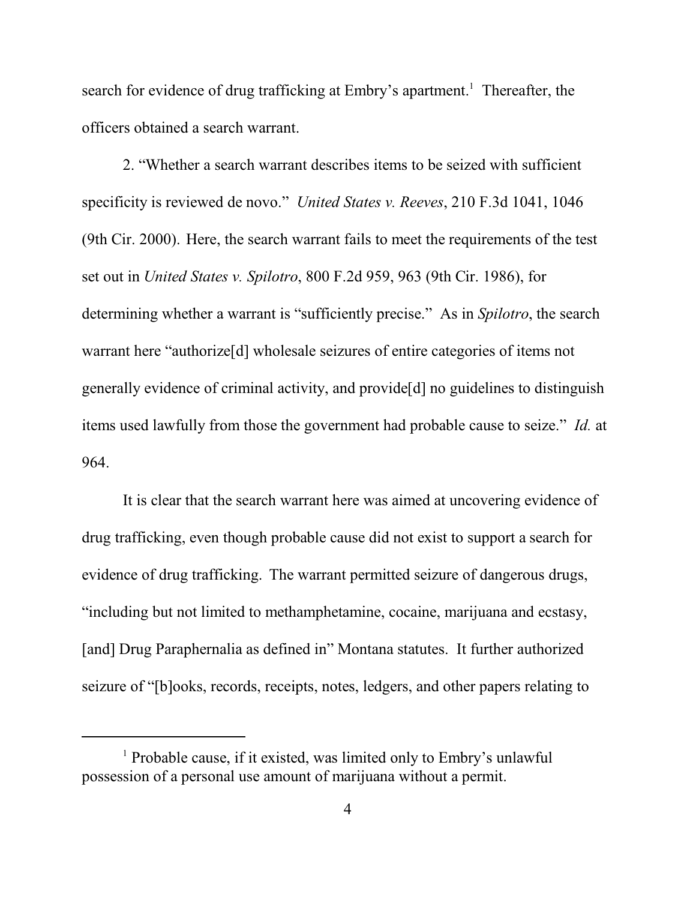search for evidence of drug trafficking at Embry's apartment.[1] Thereafter, the officers obtained a search warrant.

2. "Whether a search warrant describes items to be seized with sufficient specificity is reviewed de novo." *United States v. Reeves*, 210 F.3d 1041, 1046 (9th Cir. 2000). Here, the search warrant fails to meet the requirements of the test set out in *United States v. Spilotro*, 800 F.2d 959, 963 (9th Cir. 1986), for determining whether a warrant is "sufficiently precise." As in *Spilotro*, the search warrant here "authorize[d] wholesale seizures of entire categories of items not generally evidence of criminal activity, and provide[d] no guidelines to distinguish items used lawfully from those the government had probable cause to seize." *Id.* at 964.

It is clear that the search warrant here was aimed at uncovering evidence of drug trafficking, even though probable cause did not exist to support a search for evidence of drug trafficking. The warrant permitted seizure of dangerous drugs, "including but not limited to methamphetamine, cocaine, marijuana and ecstasy, [and] Drug Paraphernalia as defined in" Montana statutes. It further authorized seizure of "[b]ooks, records, receipts, notes, ledgers, and other papers relating to

---

[1] Probable cause, if it existed, was limited only to Embry's unlawful possession of a personal use amount of marijuana without a permit.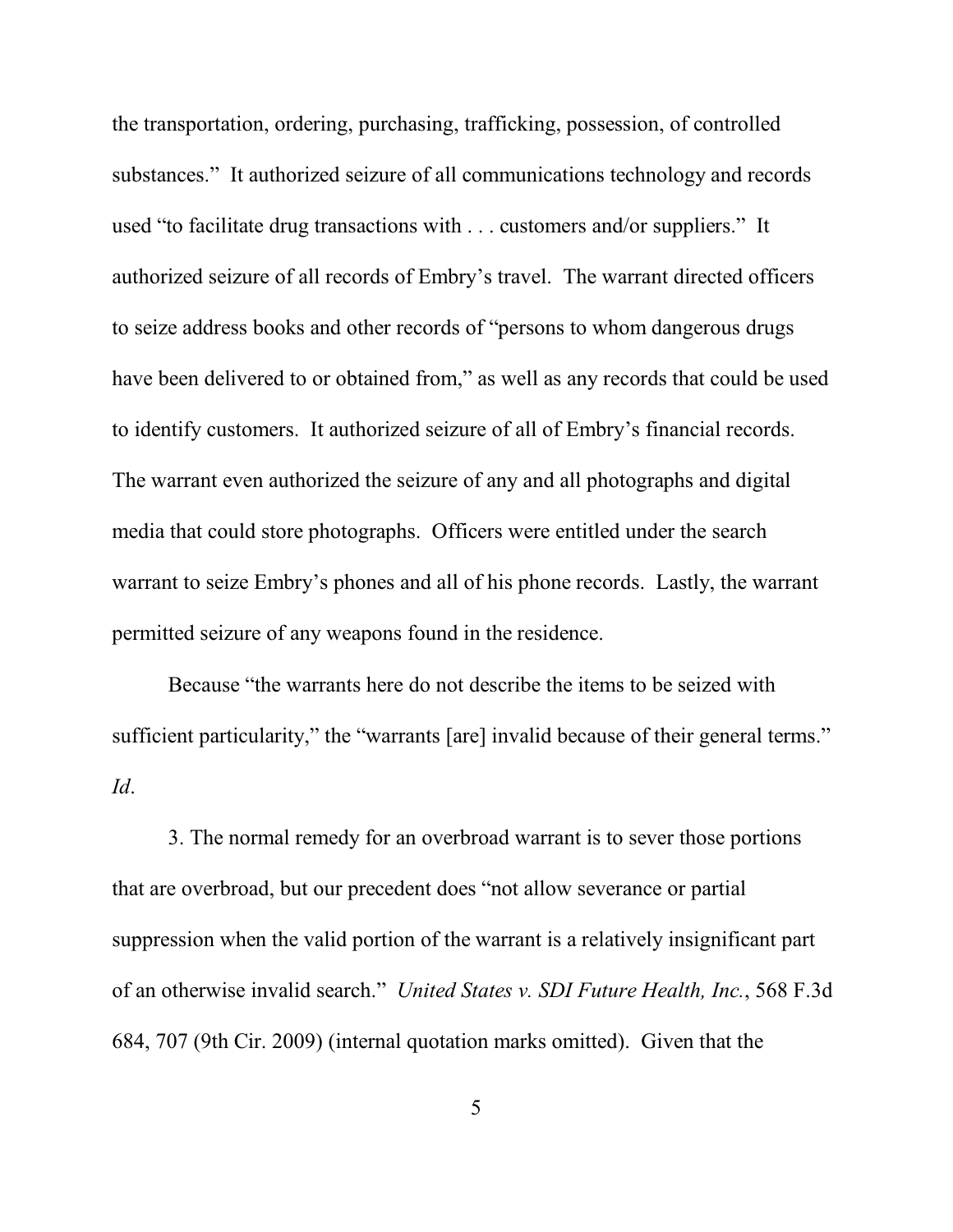the transportation, ordering, purchasing, trafficking, possession, of controlled substances." It authorized seizure of all communications technology and records used "to facilitate drug transactions with . . . customers and/or suppliers." It authorized seizure of all records of Embry's travel. The warrant directed officers to seize address books and other records of "persons to whom dangerous drugs have been delivered to or obtained from," as well as any records that could be used to identify customers. It authorized seizure of all of Embry's financial records. The warrant even authorized the seizure of any and all photographs and digital media that could store photographs. Officers were entitled under the search warrant to seize Embry's phones and all of his phone records. Lastly, the warrant permitted seizure of any weapons found in the residence.

Because "the warrants here do not describe the items to be seized with sufficient particularity," the "warrants [are] invalid because of their general terms." *Id*.

3. The normal remedy for an overbroad warrant is to sever those portions that are overbroad, but our precedent does "not allow severance or partial suppression when the valid portion of the warrant is a relatively insignificant part of an otherwise invalid search." *United States v. SDI Future Health, Inc.*, 568 F.3d 684, 707 (9th Cir. 2009) (internal quotation marks omitted). Given that the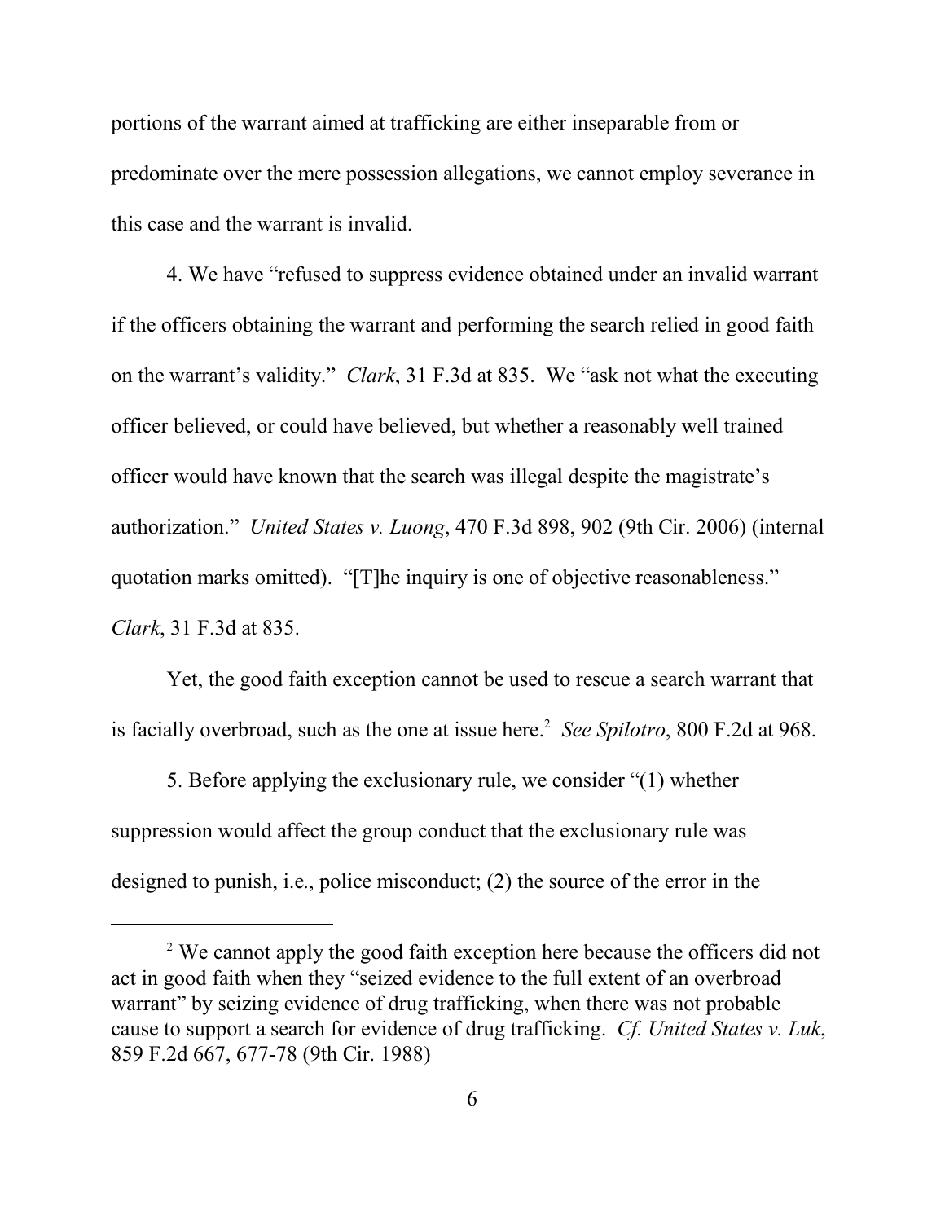portions of the warrant aimed at trafficking are either inseparable from or predominate over the mere possession allegations, we cannot employ severance in this case and the warrant is invalid.

4. We have "refused to suppress evidence obtained under an invalid warrant if the officers obtaining the warrant and performing the search relied in good faith on the warrant's validity." *Clark*, 31 F.3d at 835. We "ask not what the executing officer believed, or could have believed, but whether a reasonably well trained officer would have known that the search was illegal despite the magistrate's authorization." *United States v. Luong*, 470 F.3d 898, 902 (9th Cir. 2006) (internal quotation marks omitted). "[T]he inquiry is one of objective reasonableness." *Clark*, 31 F.3d at 835.

Yet, the good faith exception cannot be used to rescue a search warrant that is facially overbroad, such as the one at issue here.[2] *See Spilotro*, 800 F.2d at 968.

5. Before applying the exclusionary rule, we consider "(1) whether suppression would affect the group conduct that the exclusionary rule was designed to punish, i.e., police misconduct; (2) the source of the error in the

---

[2] We cannot apply the good faith exception here because the officers did not act in good faith when they "seized evidence to the full extent of an overbroad warrant" by seizing evidence of drug trafficking, when there was not probable cause to support a search for evidence of drug trafficking. *Cf. United States v. Luk*, 859 F.2d 667, 677-78 (9th Cir. 1988)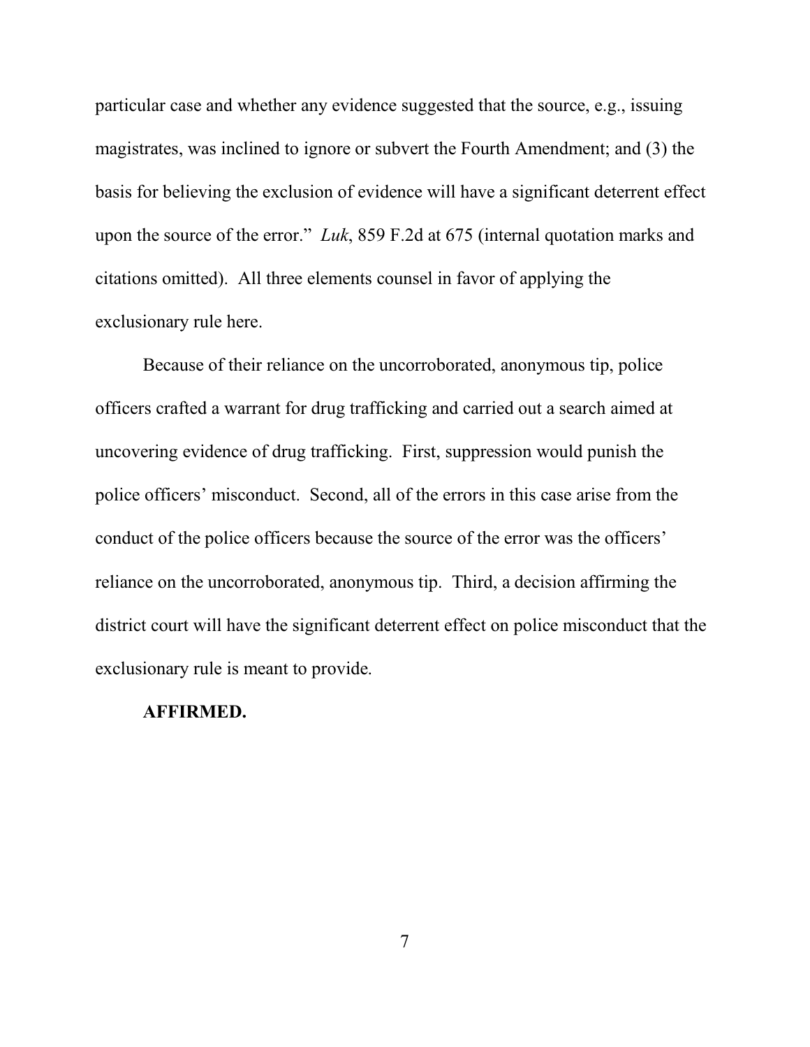particular case and whether any evidence suggested that the source, e.g., issuing magistrates, was inclined to ignore or subvert the Fourth Amendment; and (3) the basis for believing the exclusion of evidence will have a significant deterrent effect upon the source of the error." *Luk*, 859 F.2d at 675 (internal quotation marks and citations omitted). All three elements counsel in favor of applying the exclusionary rule here.

Because of their reliance on the uncorroborated, anonymous tip, police officers crafted a warrant for drug trafficking and carried out a search aimed at uncovering evidence of drug trafficking. First, suppression would punish the police officers' misconduct. Second, all of the errors in this case arise from the conduct of the police officers because the source of the error was the officers' reliance on the uncorroborated, anonymous tip. Third, a decision affirming the district court will have the significant deterrent effect on police misconduct that the exclusionary rule is meant to provide.

**AFFIRMED.**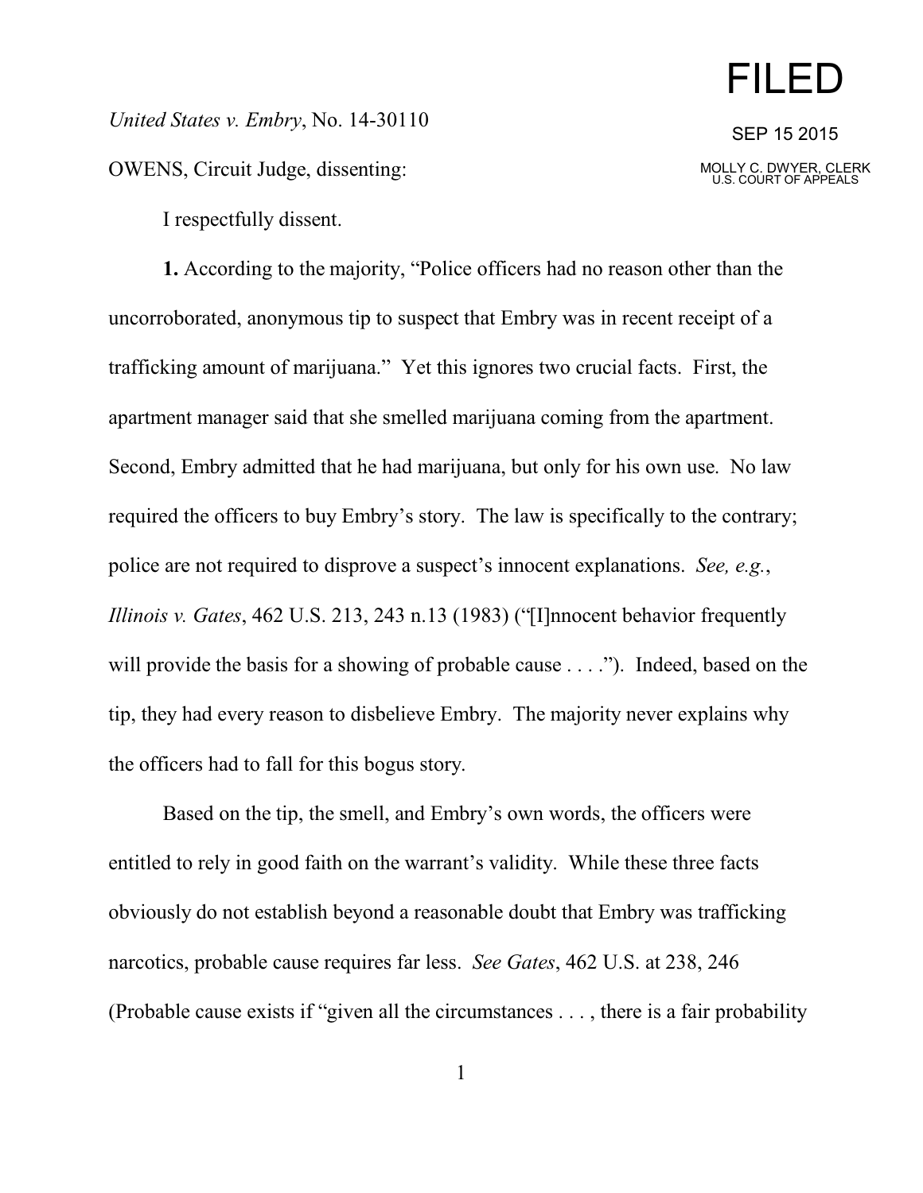FILED

SEP 15 2015

MOLLY C. DWYER, CLERK
U.S. COURT OF APPEALS

*United States v. Embry*, No. 14-30110

OWENS, Circuit Judge, dissenting:

I respectfully dissent.

**1.** According to the majority, "Police officers had no reason other than the uncorroborated, anonymous tip to suspect that Embry was in recent receipt of a trafficking amount of marijuana." Yet this ignores two crucial facts. First, the apartment manager said that she smelled marijuana coming from the apartment. Second, Embry admitted that he had marijuana, but only for his own use. No law required the officers to buy Embry's story. The law is specifically to the contrary; police are not required to disprove a suspect's innocent explanations. *See, e.g.*, *Illinois v. Gates*, 462 U.S. 213, 243 n.13 (1983) ("[I]nnocent behavior frequently will provide the basis for a showing of probable cause . . . ."). Indeed, based on the tip, they had every reason to disbelieve Embry. The majority never explains why the officers had to fall for this bogus story.

Based on the tip, the smell, and Embry's own words, the officers were entitled to rely in good faith on the warrant's validity. While these three facts obviously do not establish beyond a reasonable doubt that Embry was trafficking narcotics, probable cause requires far less. *See Gates*, 462 U.S. at 238, 246 (Probable cause exists if "given all the circumstances . . . , there is a fair probability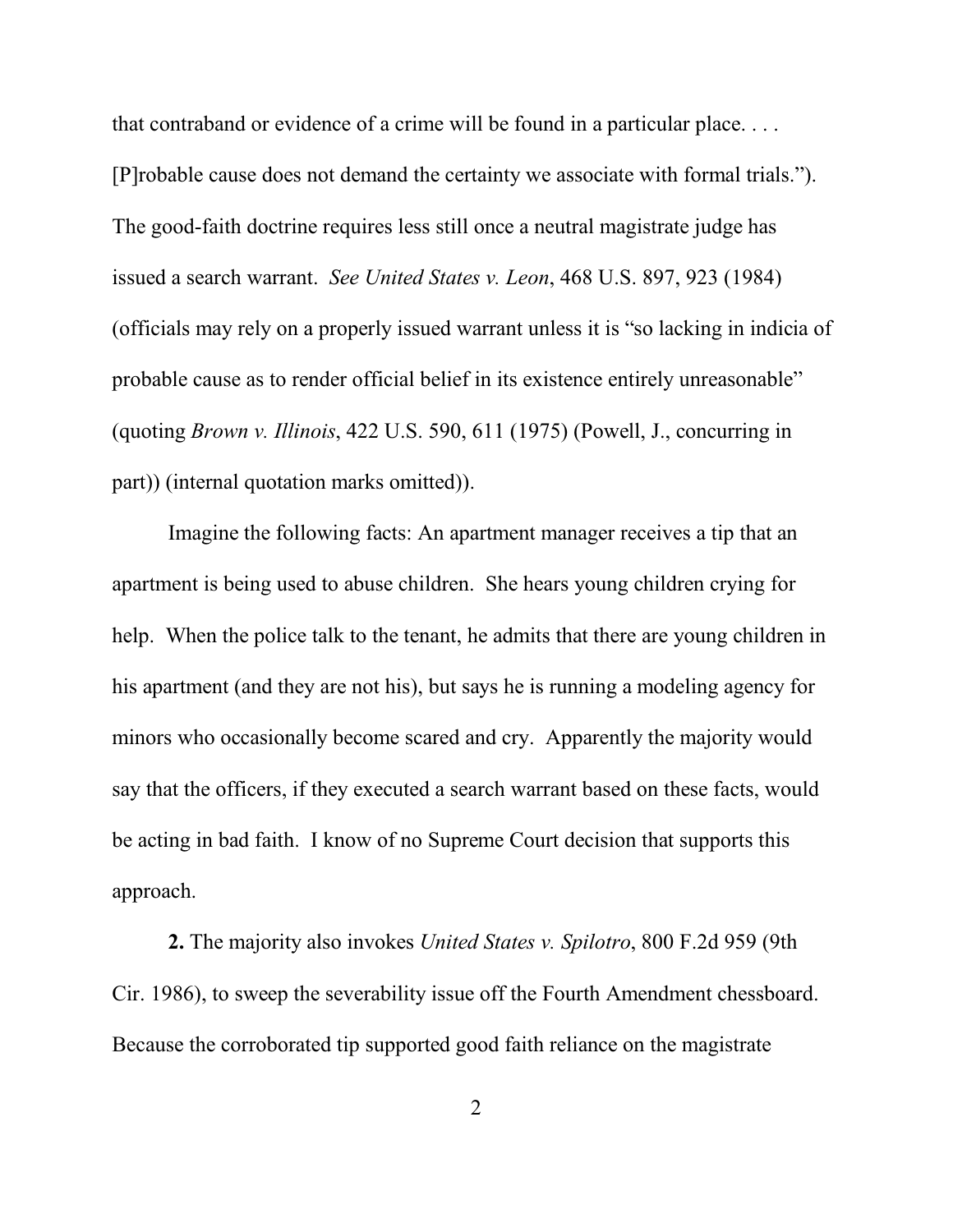that contraband or evidence of a crime will be found in a particular place. . . . [P]robable cause does not demand the certainty we associate with formal trials."). The good-faith doctrine requires less still once a neutral magistrate judge has issued a search warrant. *See United States v. Leon*, 468 U.S. 897, 923 (1984) (officials may rely on a properly issued warrant unless it is "so lacking in indicia of probable cause as to render official belief in its existence entirely unreasonable" (quoting *Brown v. Illinois*, 422 U.S. 590, 611 (1975) (Powell, J., concurring in part)) (internal quotation marks omitted)).

Imagine the following facts: An apartment manager receives a tip that an apartment is being used to abuse children. She hears young children crying for help. When the police talk to the tenant, he admits that there are young children in his apartment (and they are not his), but says he is running a modeling agency for minors who occasionally become scared and cry. Apparently the majority would say that the officers, if they executed a search warrant based on these facts, would be acting in bad faith. I know of no Supreme Court decision that supports this approach.

**2.** The majority also invokes *United States v. Spilotro*, 800 F.2d 959 (9th Cir. 1986), to sweep the severability issue off the Fourth Amendment chessboard. Because the corroborated tip supported good faith reliance on the magistrate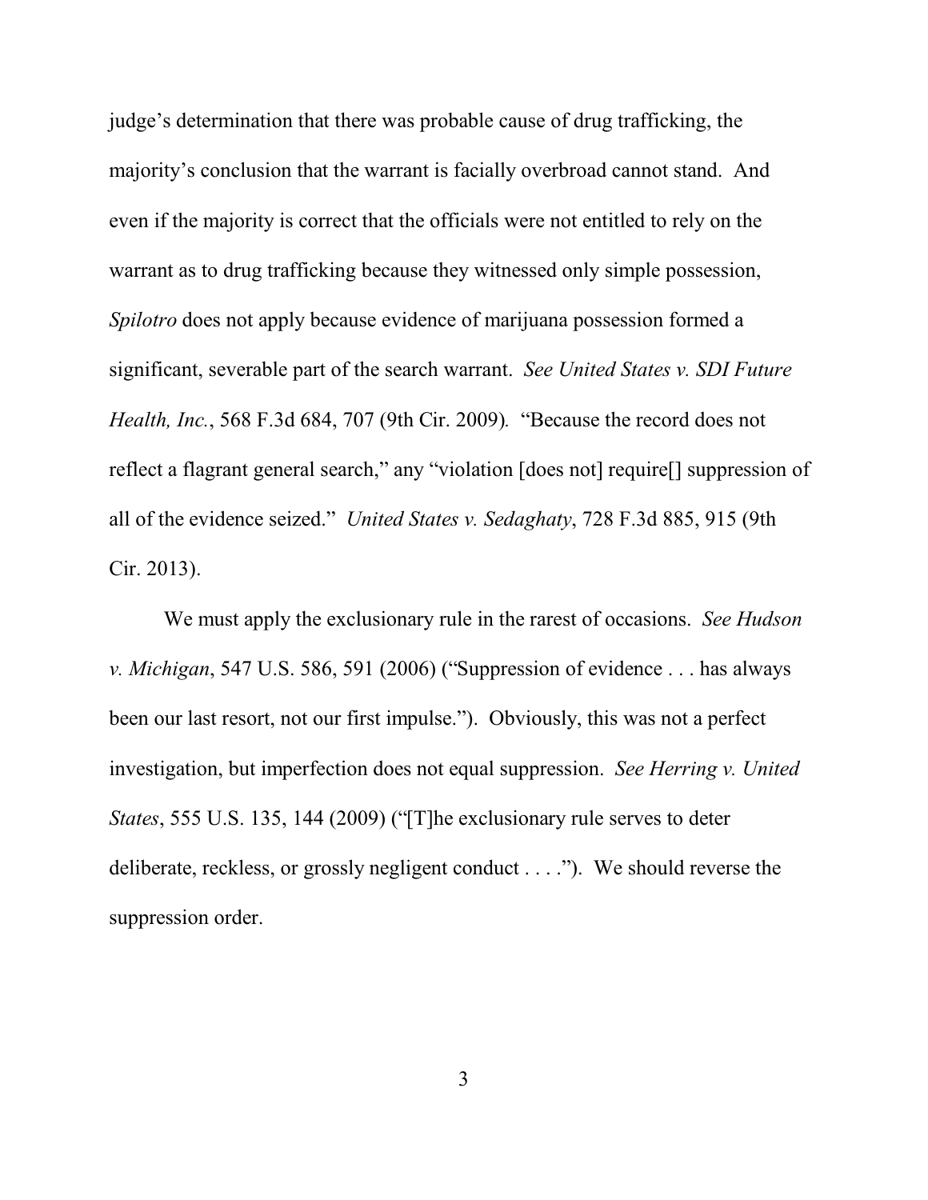judge's determination that there was probable cause of drug trafficking, the majority's conclusion that the warrant is facially overbroad cannot stand. And even if the majority is correct that the officials were not entitled to rely on the warrant as to drug trafficking because they witnessed only simple possession, *Spilotro* does not apply because evidence of marijuana possession formed a significant, severable part of the search warrant. *See United States v. SDI Future Health, Inc.*, 568 F.3d 684, 707 (9th Cir. 2009). "Because the record does not reflect a flagrant general search," any "violation [does not] require[] suppression of all of the evidence seized." *United States v. Sedaghaty*, 728 F.3d 885, 915 (9th Cir. 2013).

We must apply the exclusionary rule in the rarest of occasions. *See Hudson v. Michigan*, 547 U.S. 586, 591 (2006) ("Suppression of evidence . . . has always been our last resort, not our first impulse."). Obviously, this was not a perfect investigation, but imperfection does not equal suppression. *See Herring v. United States*, 555 U.S. 135, 144 (2009) ("[T]he exclusionary rule serves to deter deliberate, reckless, or grossly negligent conduct . . . ."). We should reverse the suppression order.